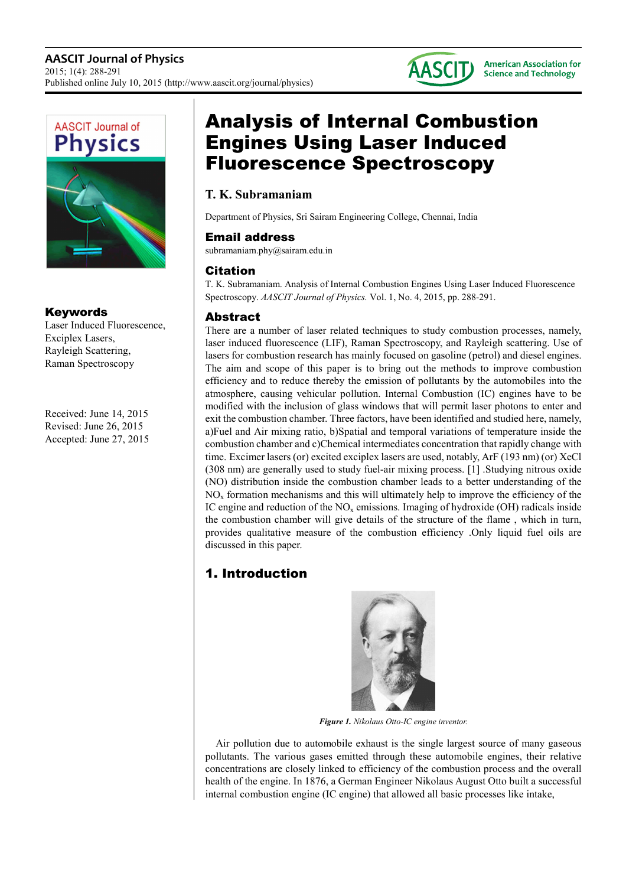# Analysis of Internal Combustion Engines Using Laser Induced Fluorescence Spectroscopy

**T. K. Subramaniam**

Department of Physics, Sri Sairam Engineering College, Chennai, India

## Email address

subramaniam.phy@sairam.edu.in

## Citation

T. K. Subramaniam. Analysis of Internal Combustion Engines Using Laser Induced Fluorescence Spectroscopy. *AASCIT Journal of Physics.* Vol. 1, No. 4, 2015, pp. 288-291.

## Keywords

Laser Induced Fluorescence, Exciplex Lasers, Rayleigh Scattering, Raman Spectroscopy

Received: June 14, 2015
Revised: June 26, 2015
Accepted: June 27, 2015

## Abstract

There are a number of laser related techniques to study combustion processes, namely, laser induced fluorescence (LIF), Raman Spectroscopy, and Rayleigh scattering. Use of lasers for combustion research has mainly focused on gasoline (petrol) and diesel engines. The aim and scope of this paper is to bring out the methods to improve combustion efficiency and to reduce thereby the emission of pollutants by the automobiles into the atmosphere, causing vehicular pollution. Internal Combustion (IC) engines have to be modified with the inclusion of glass windows that will permit laser photons to enter and exit the combustion chamber. Three factors, have been identified and studied here, namely, a)Fuel and Air mixing ratio, b)Spatial and temporal variations of temperature inside the combustion chamber and c)Chemical intermediates concentration that rapidly change with time. Excimer lasers (or) excited exciplex lasers are used, notably, ArF (193 nm) (or) XeCl (308 nm) are generally used to study fuel-air mixing process. [1] .Studying nitrous oxide (NO) distribution inside the combustion chamber leads to a better understanding of the $NO_x$ formation mechanisms and this will ultimately help to improve the efficiency of the IC engine and reduction of the $NO_x$ emissions. Imaging of hydroxide (OH) radicals inside the combustion chamber will give details of the structure of the flame , which in turn, provides qualitative measure of the combustion efficiency .Only liquid fuel oils are discussed in this paper.

## 1. Introduction

*Figure 1. Nikolaus Otto-IC engine inventor.*

Air pollution due to automobile exhaust is the single largest source of many gaseous pollutants. The various gases emitted through these automobile engines, their relative concentrations are closely linked to efficiency of the combustion process and the overall health of the engine. In 1876, a German Engineer Nikolaus August Otto built a successful internal combustion engine (IC engine) that allowed all basic processes like intake,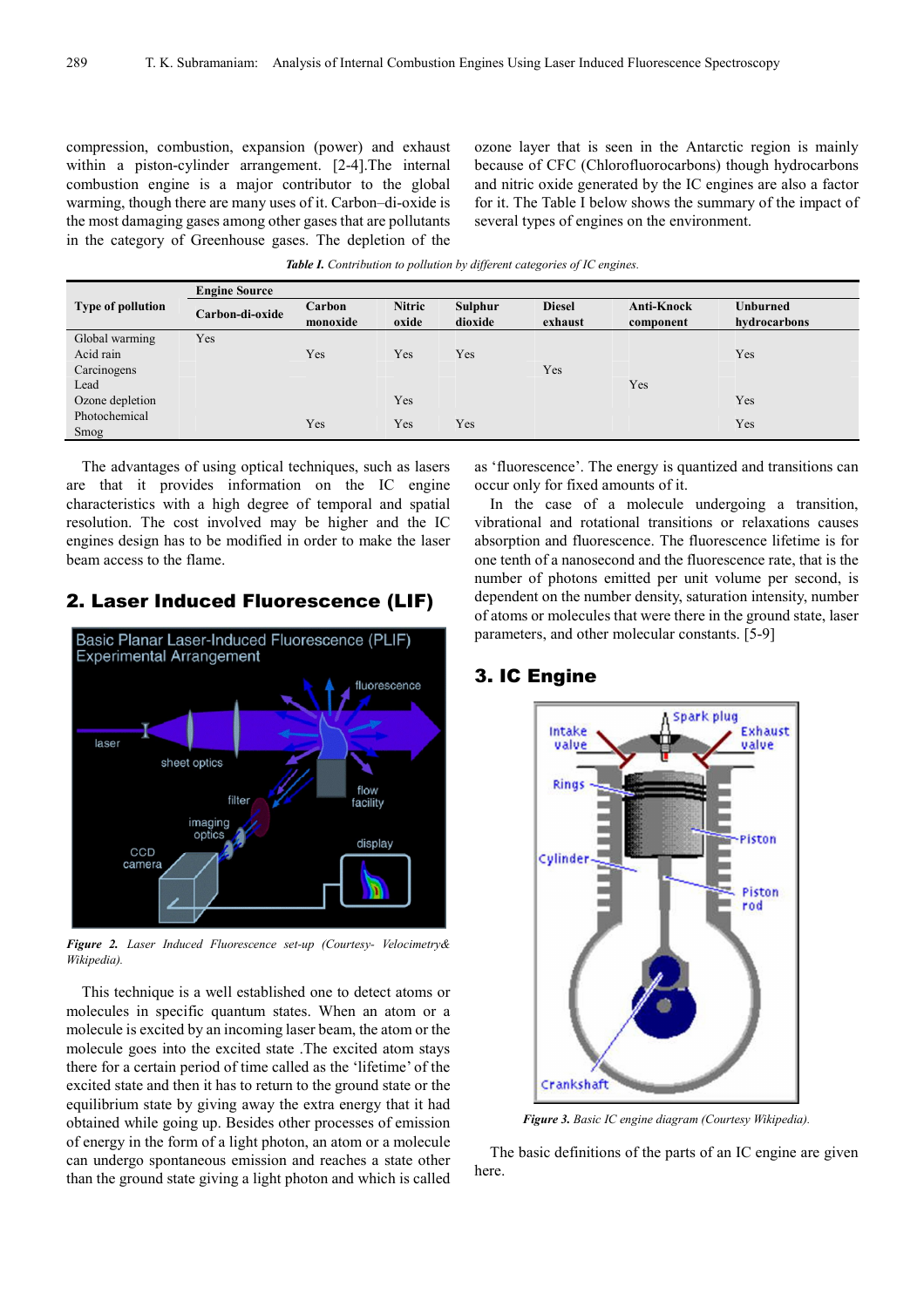compression, combustion, expansion (power) and exhaust within a piston-cylinder arrangement. [2-4].The internal combustion engine is a major contributor to the global warming, though there are many uses of it. Carbon–di-oxide is the most damaging gases among other gases that are pollutants in the category of Greenhouse gases. The depletion of the ozone layer that is seen in the Antarctic region is mainly because of CFC (Chlorofluorocarbons) though hydrocarbons and nitric oxide generated by the IC engines are also a factor for it. The Table I below shows the summary of the impact of several types of engines on the environment.

***Table I.*** *Contribution to pollution by different categories of IC engines.*

| Type of pollution | Engine Source | | | | | | |
|---|---|---|---|---|---|---|---|
| | Carbon-di-oxide | Carbon monoxide | Nitric oxide | Sulphur dioxide | Diesel exhaust | Anti-Knock component | Unburned hydrocarbons |
| Global warming | Yes | | | | | | |
| Acid rain | | Yes | Yes | Yes | | | Yes |
| Carcinogens | | | | | Yes | | |
| Lead | | | | | | Yes | |
| Ozone depletion | | | Yes | | | | Yes |
| Photochemical Smog | | Yes | Yes | Yes | | | Yes |

The advantages of using optical techniques, such as lasers are that it provides information on the IC engine characteristics with a high degree of temporal and spatial resolution. The cost involved may be higher and the IC engines design has to be modified in order to make the laser beam access to the flame.

## 2. Laser Induced Fluorescence (LIF)

***Figure 2.*** *Laser Induced Fluorescence set-up (Courtesy- Velocimetry& Wikipedia).*

This technique is a well established one to detect atoms or molecules in specific quantum states. When an atom or a molecule is excited by an incoming laser beam, the atom or the molecule goes into the excited state .The excited atom stays there for a certain period of time called as the 'lifetime' of the excited state and then it has to return to the ground state or the equilibrium state by giving away the extra energy that it had obtained while going up. Besides other processes of emission of energy in the form of a light photon, an atom or a molecule can undergo spontaneous emission and reaches a state other than the ground state giving a light photon and which is called as 'fluorescence'. The energy is quantized and transitions can occur only for fixed amounts of it.

In the case of a molecule undergoing a transition, vibrational and rotational transitions or relaxations causes absorption and fluorescence. The fluorescence lifetime is for one tenth of a nanosecond and the fluorescence rate, that is the number of photons emitted per unit volume per second, is dependent on the number density, saturation intensity, number of atoms or molecules that were there in the ground state, laser parameters, and other molecular constants. [5-9]

## 3. IC Engine

***Figure 3.*** *Basic IC engine diagram (Courtesy Wikipedia).*

The basic definitions of the parts of an IC engine are given here.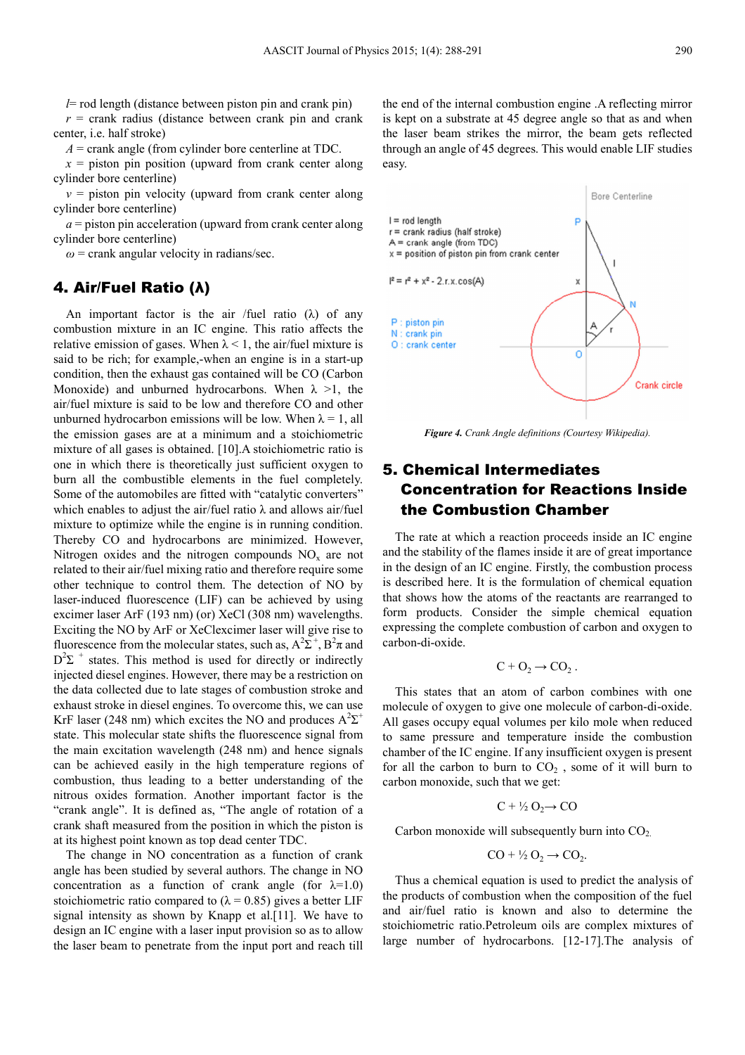$l$= rod length (distance between piston pin and crank pin)

$r$ = crank radius (distance between crank pin and crank center, i.e. half stroke)

$A$ = crank angle (from cylinder bore centerline at TDC.

$x$ = piston pin position (upward from crank center along cylinder bore centerline)

$v$ = piston pin velocity (upward from crank center along cylinder bore centerline)

$a$ = piston pin acceleration (upward from crank center along cylinder bore centerline)

$\omega$ = crank angular velocity in radians/sec.

## 4. Air/Fuel Ratio (λ)

An important factor is the air /fuel ratio (λ) of any combustion mixture in an IC engine. This ratio affects the relative emission of gases. When $\lambda < 1$, the air/fuel mixture is said to be rich; for example,-when an engine is in a start-up condition, then the exhaust gas contained will be CO (Carbon Monoxide) and unburned hydrocarbons. When $\lambda > 1$, the air/fuel mixture is said to be low and therefore CO and other unburned hydrocarbon emissions will be low. When $\lambda = 1$, all the emission gases are at a minimum and a stoichiometric mixture of all gases is obtained. [10].A stoichiometric ratio is one in which there is theoretically just sufficient oxygen to burn all the combustible elements in the fuel completely. Some of the automobiles are fitted with "catalytic converters" which enables to adjust the air/fuel ratio λ and allows air/fuel mixture to optimize while the engine is in running condition. Thereby CO and hydrocarbons are minimized. However, Nitrogen oxides and the nitrogen compounds $NO_x$ are not related to their air/fuel mixing ratio and therefore require some other technique to control them. The detection of NO by laser-induced fluorescence (LIF) can be achieved by using excimer laser ArF (193 nm) (or) XeCl (308 nm) wavelengths. Exciting the NO by ArF or XeClexcimer laser will give rise to fluorescence from the molecular states, such as, $A^2\Sigma^+$, $B^2\pi$ and $D^2\Sigma^+$ states. This method is used for directly or indirectly injected diesel engines. However, there may be a restriction on the data collected due to late stages of combustion stroke and exhaust stroke in diesel engines. To overcome this, we can use KrF laser (248 nm) which excites the NO and produces $A^2\Sigma^+$ state. This molecular state shifts the fluorescence signal from the main excitation wavelength (248 nm) and hence signals can be achieved easily in the high temperature regions of combustion, thus leading to a better understanding of the nitrous oxides formation. Another important factor is the "crank angle". It is defined as, "The angle of rotation of a crank shaft measured from the position in which the piston is at its highest point known as top dead center TDC.

The change in NO concentration as a function of crank angle has been studied by several authors. The change in NO concentration as a function of crank angle (for $\lambda=1.0$) stoichiometric ratio compared to ($\lambda = 0.85$) gives a better LIF signal intensity as shown by Knapp et al.[11]. We have to design an IC engine with a laser input provision so as to allow the laser beam to penetrate from the input port and reach till the end of the internal combustion engine .A reflecting mirror is kept on a substrate at 45 degree angle so that as and when the laser beam strikes the mirror, the beam gets reflected through an angle of 45 degrees. This would enable LIF studies easy.

l = rod length
r = crank radius (half stroke)
A = crank angle (from TDC)
x = position of piston pin from crank center

$$l^2 = r^2 + x^2 - 2.r.x.\cos(A)$$

P : piston pin
N : crank pin
O : crank center

Bore Centerline

Crank circle

***Figure 4.*** *Crank Angle definitions (Courtesy Wikipedia).*

## 5. Chemical Intermediates Concentration for Reactions Inside the Combustion Chamber

The rate at which a reaction proceeds inside an IC engine and the stability of the flames inside it are of great importance in the design of an IC engine. Firstly, the combustion process is described here. It is the formulation of chemical equation that shows how the atoms of the reactants are rearranged to form products. Consider the simple chemical equation expressing the complete combustion of carbon and oxygen to carbon-di-oxide.

$$C + O_2 \rightarrow CO_2 .$$

This states that an atom of carbon combines with one molecule of oxygen to give one molecule of carbon-di-oxide. All gases occupy equal volumes per kilo mole when reduced to same pressure and temperature inside the combustion chamber of the IC engine. If any insufficient oxygen is present for all the carbon to burn to $CO_2$ , some of it will burn to carbon monoxide, such that we get:

$$C + \tfrac{1}{2} O_2 \rightarrow CO$$

Carbon monoxide will subsequently burn into $CO_2$.

$$CO + \tfrac{1}{2} O_2 \rightarrow CO_2.$$

Thus a chemical equation is used to predict the analysis of the products of combustion when the composition of the fuel and air/fuel ratio is known and also to determine the stoichiometric ratio.Petroleum oils are complex mixtures of large number of hydrocarbons. [12-17].The analysis of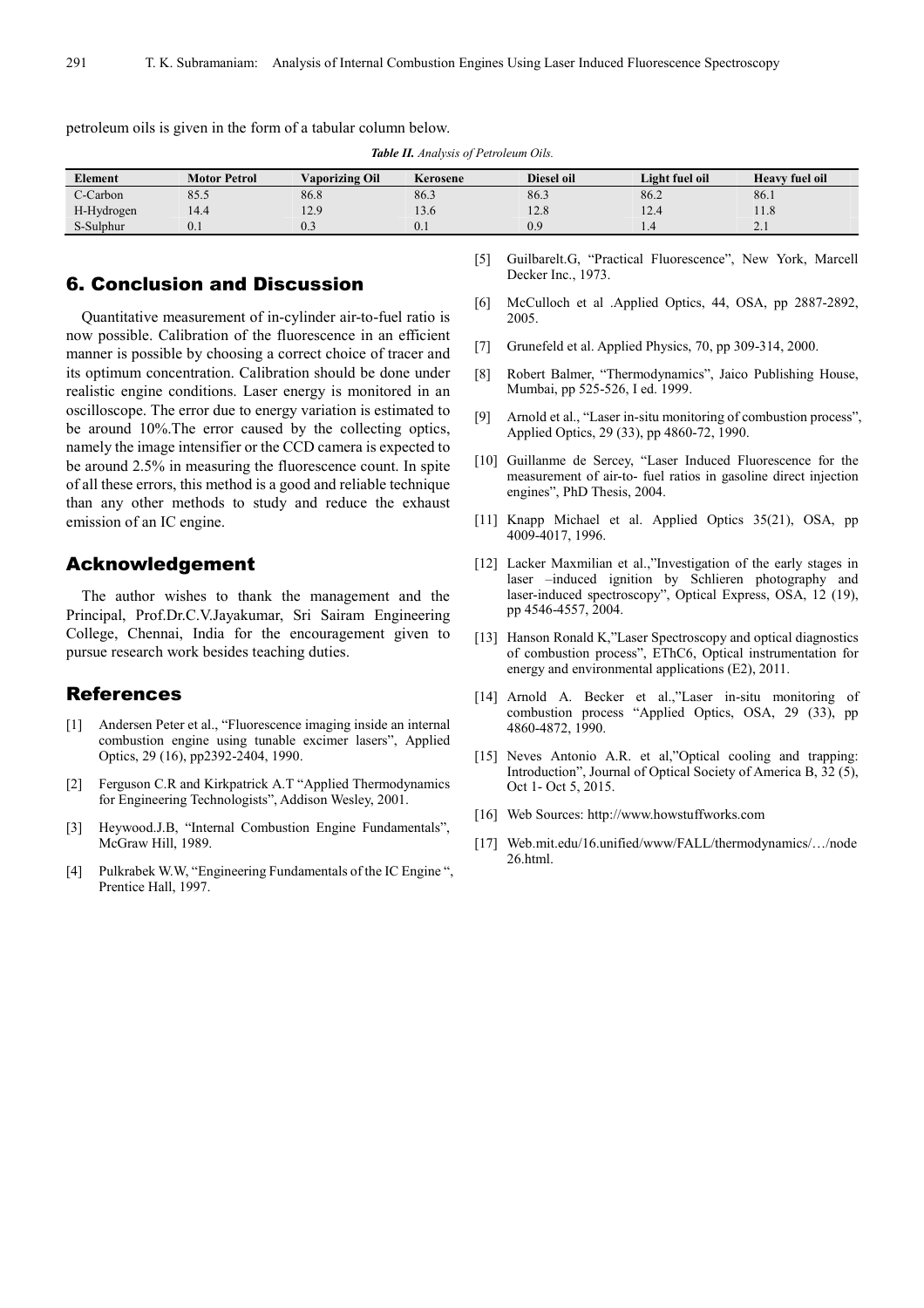petroleum oils is given in the form of a tabular column below.

***Table II.*** *Analysis of Petroleum Oils.*

| Element | Motor Petrol | Vaporizing Oil | Kerosene | Diesel oil | Light fuel oil | Heavy fuel oil |
|---|---|---|---|---|---|---|
| C-Carbon | 85.5 | 86.8 | 86.3 | 86.3 | 86.2 | 86.1 |
| H-Hydrogen | 14.4 | 12.9 | 13.6 | 12.8 | 12.4 | 11.8 |
| S-Sulphur | 0.1 | 0.3 | 0.1 | 0.9 | 1.4 | 2.1 |

## 6. Conclusion and Discussion

Quantitative measurement of in-cylinder air-to-fuel ratio is now possible. Calibration of the fluorescence in an efficient manner is possible by choosing a correct choice of tracer and its optimum concentration. Calibration should be done under realistic engine conditions. Laser energy is monitored in an oscilloscope. The error due to energy variation is estimated to be around 10%.The error caused by the collecting optics, namely the image intensifier or the CCD camera is expected to be around 2.5% in measuring the fluorescence count. In spite of all these errors, this method is a good and reliable technique than any other methods to study and reduce the exhaust emission of an IC engine.

## Acknowledgement

The author wishes to thank the management and the Principal, Prof.Dr.C.V.Jayakumar, Sri Sairam Engineering College, Chennai, India for the encouragement given to pursue research work besides teaching duties.

## References

[1] Andersen Peter et al., "Fluorescence imaging inside an internal combustion engine using tunable excimer lasers", Applied Optics, 29 (16), pp2392-2404, 1990.

[2] Ferguson C.R and Kirkpatrick A.T "Applied Thermodynamics for Engineering Technologists", Addison Wesley, 2001.

[3] Heywood.J.B, "Internal Combustion Engine Fundamentals", McGraw Hill, 1989.

[4] Pulkrabek W.W, "Engineering Fundamentals of the IC Engine ", Prentice Hall, 1997.

[5] Guilbarelt.G, "Practical Fluorescence", New York, Marcell Decker Inc., 1973.

[6] McCulloch et al .Applied Optics, 44, OSA, pp 2887-2892, 2005.

[7] Grunefeld et al. Applied Physics, 70, pp 309-314, 2000.

[8] Robert Balmer, "Thermodynamics", Jaico Publishing House, Mumbai, pp 525-526, I ed. 1999.

[9] Arnold et al., "Laser in-situ monitoring of combustion process", Applied Optics, 29 (33), pp 4860-72, 1990.

[10] Guillanme de Sercey, "Laser Induced Fluorescence for the measurement of air-to- fuel ratios in gasoline direct injection engines", PhD Thesis, 2004.

[11] Knapp Michael et al. Applied Optics 35(21), OSA, pp 4009-4017, 1996.

[12] Lacker Maxmilian et al.,"Investigation of the early stages in laser –induced ignition by Schlieren photography and laser-induced spectroscopy", Optical Express, OSA, 12 (19), pp 4546-4557, 2004.

[13] Hanson Ronald K,"Laser Spectroscopy and optical diagnostics of combustion process", EThC6, Optical instrumentation for energy and environmental applications (E2), 2011.

[14] Arnold A. Becker et al.,"Laser in-situ monitoring of combustion process "Applied Optics, OSA, 29 (33), pp 4860-4872, 1990.

[15] Neves Antonio A.R. et al,"Optical cooling and trapping: Introduction", Journal of Optical Society of America B, 32 (5), Oct 1- Oct 5, 2015.

[16] Web Sources: http://www.howstuffworks.com

[17] Web.mit.edu/16.unified/www/FALL/thermodynamics/…/node 26.html.